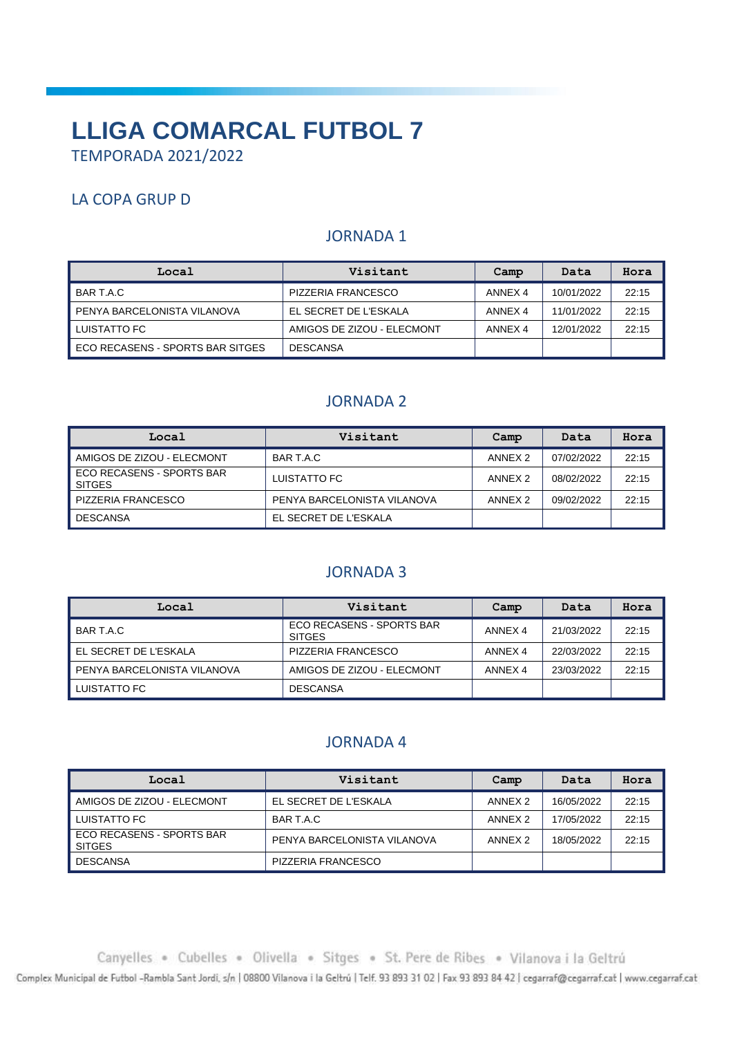# LLIGA COMARCAL FUTBOL 7

TEMPORADA 2021/2022

## LA COPA GRUP D

### JORNADA 1

| Local | Visitant | Camp | Data | Hora |
|---|---|---|---|---|
| BAR T.A.C | PIZZERIA FRANCESCO | ANNEX 4 | 10/01/2022 | 22:15 |
| PENYA BARCELONISTA VILANOVA | EL SECRET DE L'ESKALA | ANNEX 4 | 11/01/2022 | 22:15 |
| LUISTATTO FC | AMIGOS DE ZIZOU - ELECMONT | ANNEX 4 | 12/01/2022 | 22:15 |
| ECO RECASENS - SPORTS BAR SITGES | DESCANSA | | | |

### JORNADA 2

| Local | Visitant | Camp | Data | Hora |
|---|---|---|---|---|
| AMIGOS DE ZIZOU - ELECMONT | BAR T.A.C | ANNEX 2 | 07/02/2022 | 22:15 |
| ECO RECASENS - SPORTS BAR SITGES | LUISTATTO FC | ANNEX 2 | 08/02/2022 | 22:15 |
| PIZZERIA FRANCESCO | PENYA BARCELONISTA VILANOVA | ANNEX 2 | 09/02/2022 | 22:15 |
| DESCANSA | EL SECRET DE L'ESKALA | | | |

### JORNADA 3

| Local | Visitant | Camp | Data | Hora |
|---|---|---|---|---|
| BAR T.A.C | ECO RECASENS - SPORTS BAR SITGES | ANNEX 4 | 21/03/2022 | 22:15 |
| EL SECRET DE L'ESKALA | PIZZERIA FRANCESCO | ANNEX 4 | 22/03/2022 | 22:15 |
| PENYA BARCELONISTA VILANOVA | AMIGOS DE ZIZOU - ELECMONT | ANNEX 4 | 23/03/2022 | 22:15 |
| LUISTATTO FC | DESCANSA | | | |

### JORNADA 4

| Local | Visitant | Camp | Data | Hora |
|---|---|---|---|---|
| AMIGOS DE ZIZOU - ELECMONT | EL SECRET DE L'ESKALA | ANNEX 2 | 16/05/2022 | 22:15 |
| LUISTATTO FC | BAR T.A.C | ANNEX 2 | 17/05/2022 | 22:15 |
| ECO RECASENS - SPORTS BAR SITGES | PENYA BARCELONISTA VILANOVA | ANNEX 2 | 18/05/2022 | 22:15 |
| DESCANSA | PIZZERIA FRANCESCO | | | |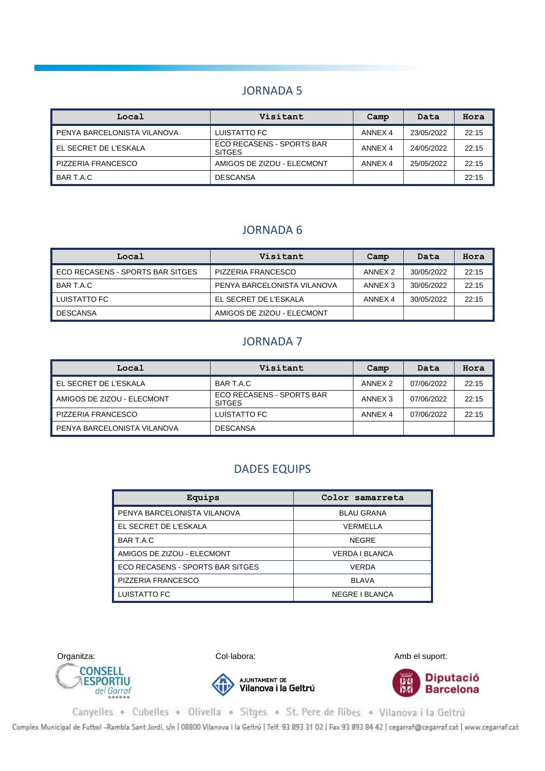## JORNADA 5

| Local | Visitant | Camp | Data | Hora |
|---|---|---|---|---|
| PENYA BARCELONISTA VILANOVA | LUISTATTO FC | ANNEX 4 | 23/05/2022 | 22:15 |
| EL SECRET DE L'ESKALA | ECO RECASENS - SPORTS BAR SITGES | ANNEX 4 | 24/05/2022 | 22:15 |
| PIZZERIA FRANCESCO | AMIGOS DE ZIZOU - ELECMONT | ANNEX 4 | 25/05/2022 | 22:15 |
| BAR T.A.C | DESCANSA | | | 22:15 |

## JORNADA 6

| Local | Visitant | Camp | Data | Hora |
|---|---|---|---|---|
| ECO RECASENS - SPORTS BAR SITGES | PIZZERIA FRANCESCO | ANNEX 2 | 30/05/2022 | 22:15 |
| BAR T.A.C | PENYA BARCELONISTA VILANOVA | ANNEX 3 | 30/05/2022 | 22:15 |
| LUISTATTO FC | EL SECRET DE L'ESKALA | ANNEX 4 | 30/05/2022 | 22:15 |
| DESCANSA | AMIGOS DE ZIZOU - ELECMONT | | | |

## JORNADA 7

| Local | Visitant | Camp | Data | Hora |
|---|---|---|---|---|
| EL SECRET DE L'ESKALA | BAR T.A.C | ANNEX 2 | 07/06/2022 | 22:15 |
| AMIGOS DE ZIZOU - ELECMONT | ECO RECASENS - SPORTS BAR SITGES | ANNEX 3 | 07/06/2022 | 22:15 |
| PIZZERIA FRANCESCO | LUISTATTO FC | ANNEX 4 | 07/06/2022 | 22:15 |
| PENYA BARCELONISTA VILANOVA | DESCANSA | | | |

## DADES EQUIPS

| Equips | Color samarreta |
|---|---|
| PENYA BARCELONISTA VILANOVA | BLAU GRANA |
| EL SECRET DE L'ESKALA | VERMELLA |
| BAR T.A.C | NEGRE |
| AMIGOS DE ZIZOU - ELECMONT | VERDA I BLANCA |
| ECO RECASENS - SPORTS BAR SITGES | VERDA |
| PIZZERIA FRANCESCO | BLAVA |
| LUISTATTO FC | NEGRE I BLANCA |

Organitza: CONSELL ESPORTIU del Garraf

Col·labora: AJUNTAMENT DE Vilanova i la Geltrú

Amb el suport: Diputació Barcelona

Canyelles • Cubelles • Olivella • Sitges • St. Pere de Ribes • Vilanova i la Geltrú

Complex Municipal de Futbol -Rambla Sant Jordi, s/n | 08800 Vilanova i la Geltrú | Telf. 93 893 31 02 | Fax 93 893 84 42 | cegarraf@cegarraf.cat | www.cegarraf.cat